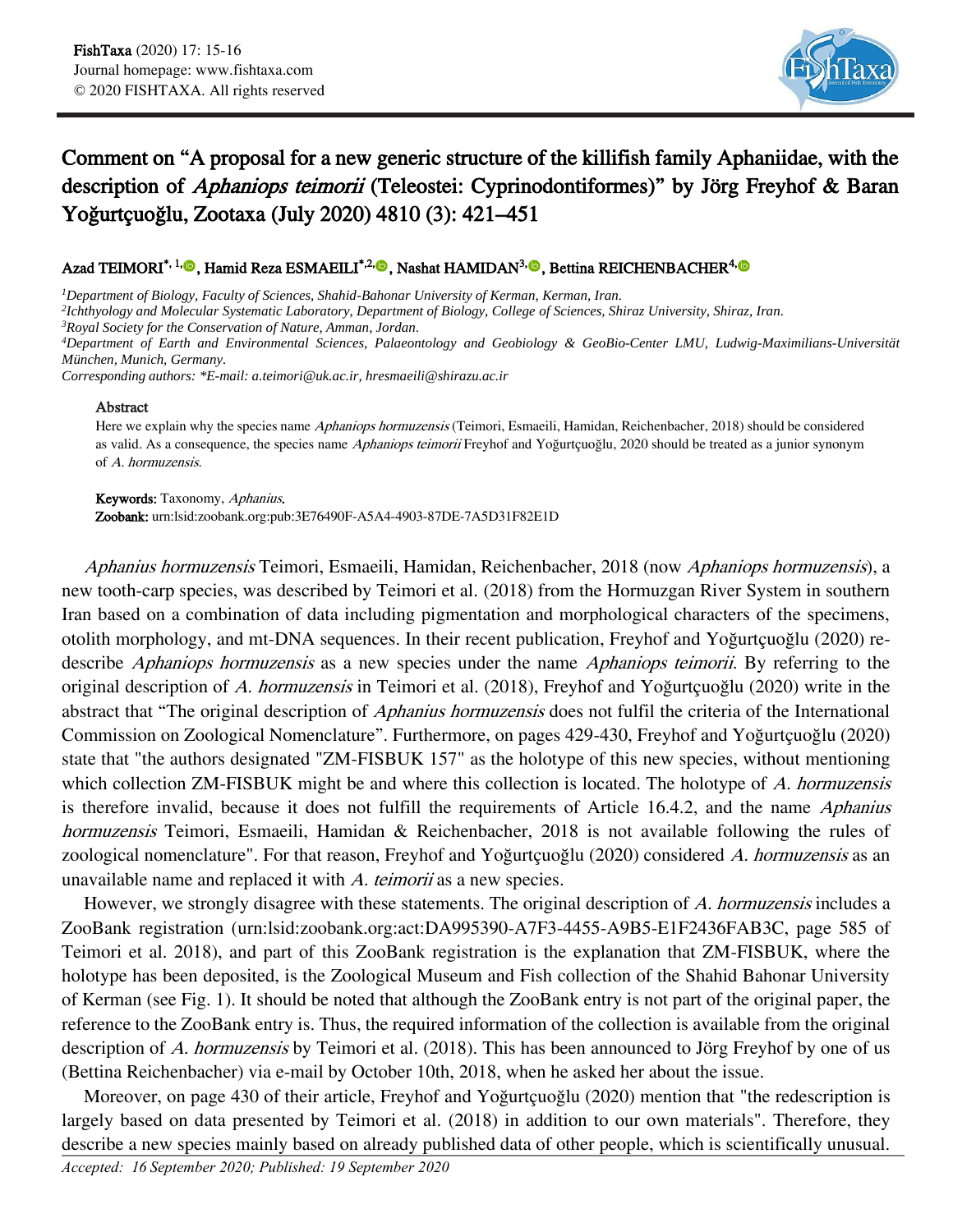# Comment on "A proposal for a new generic structure of the killifish family Aphaniidae, with the description of *Aphaniops teimorii* (Teleostei: Cyprinodontiformes)" by Jörg Freyhof & Baran Yoğurtçuoğlu, Zootaxa (July 2020) 4810 (3): 421–451

**Azad TEIMORI**[*,1], **Hamid Reza ESMAEILI**[*,2], **Nashat HAMIDAN**[3], **Bettina REICHENBACHER**[4]

[1]*Department of Biology, Faculty of Sciences, Shahid-Bahonar University of Kerman, Kerman, Iran.*
[2]*Ichthyology and Molecular Systematic Laboratory, Department of Biology, College of Sciences, Shiraz University, Shiraz, Iran.*
[3]*Royal Society for the Conservation of Nature, Amman, Jordan.*
[4]*Department of Earth and Environmental Sciences, Palaeontology and Geobiology & GeoBio-Center LMU, Ludwig-Maximilians-Universität München, Munich, Germany.*
*Corresponding authors: \*E-mail: a.teimori@uk.ac.ir, hresmaeili@shirazu.ac.ir*

## Abstract

Here we explain why the species name *Aphaniops hormuzensis* (Teimori, Esmaeili, Hamidan, Reichenbacher, 2018) should be considered as valid. As a consequence, the species name *Aphaniops teimorii* Freyhof and Yoğurtçuoğlu, 2020 should be treated as a junior synonym of *A. hormuzensis*.

**Keywords:** Taxonomy, *Aphanius*.
**Zoobank:** urn:lsid:zoobank.org:pub:3E76490F-A5A4-4903-87DE-7A5D31F82E1D

*Aphanius hormuzensis* Teimori, Esmaeili, Hamidan, Reichenbacher, 2018 (now *Aphaniops hormuzensis*), a new tooth-carp species, was described by Teimori et al. (2018) from the Hormuzgan River System in southern Iran based on a combination of data including pigmentation and morphological characters of the specimens, otolith morphology, and mt-DNA sequences. In their recent publication, Freyhof and Yoğurtçuoğlu (2020) re-describe *Aphaniops hormuzensis* as a new species under the name *Aphaniops teimorii*. By referring to the original description of *A. hormuzensis* in Teimori et al. (2018), Freyhof and Yoğurtçuoğlu (2020) write in the abstract that "The original description of *Aphanius hormuzensis* does not fulfil the criteria of the International Commission on Zoological Nomenclature". Furthermore, on pages 429-430, Freyhof and Yoğurtçuoğlu (2020) state that "the authors designated "ZM-FISBUK 157" as the holotype of this new species, without mentioning which collection ZM-FISBUK might be and where this collection is located. The holotype of *A. hormuzensis* is therefore invalid, because it does not fulfill the requirements of Article 16.4.2, and the name *Aphanius hormuzensis* Teimori, Esmaeili, Hamidan & Reichenbacher, 2018 is not available following the rules of zoological nomenclature". For that reason, Freyhof and Yoğurtçuoğlu (2020) considered *A. hormuzensis* as an unavailable name and replaced it with *A. teimorii* as a new species.

However, we strongly disagree with these statements. The original description of *A. hormuzensis* includes a ZooBank registration (urn:lsid:zoobank.org:act:DA995390-A7F3-4455-A9B5-E1F2436FAB3C, page 585 of Teimori et al. 2018), and part of this ZooBank registration is the explanation that ZM-FISBUK, where the holotype has been deposited, is the Zoological Museum and Fish collection of the Shahid Bahonar University of Kerman (see Fig. 1). It should be noted that although the ZooBank entry is not part of the original paper, the reference to the ZooBank entry is. Thus, the required information of the collection is available from the original description of *A. hormuzensis* by Teimori et al. (2018). This has been announced to Jörg Freyhof by one of us (Bettina Reichenbacher) via e-mail by October 10th, 2018, when he asked her about the issue.

Moreover, on page 430 of their article, Freyhof and Yoğurtçuoğlu (2020) mention that "the redescription is largely based on data presented by Teimori et al. (2018) in addition to our own materials". Therefore, they describe a new species mainly based on already published data of other people, which is scientifically unusual.

*Accepted: 16 September 2020; Published: 19 September 2020*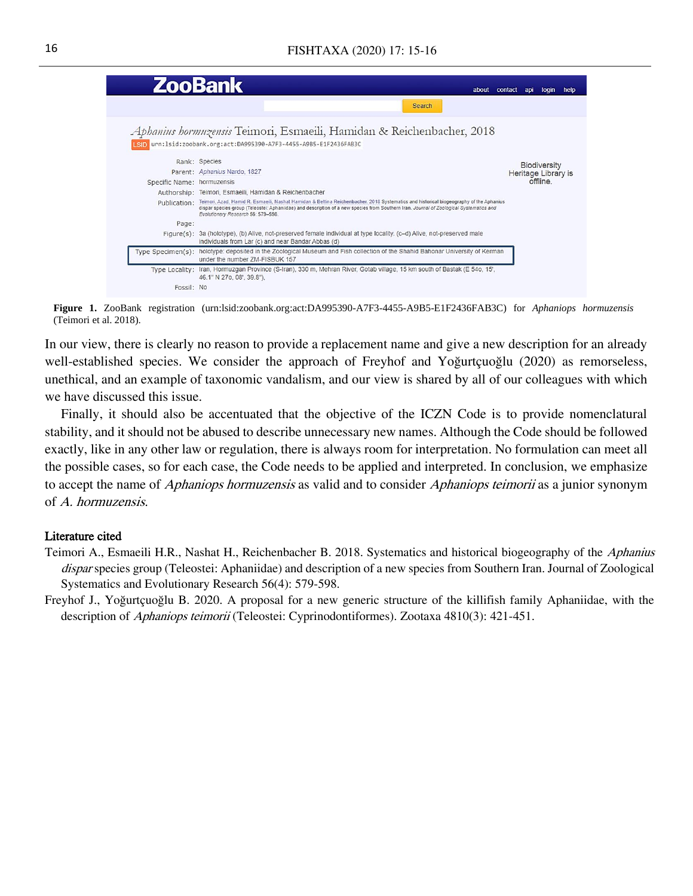**Figure 1.** ZooBank registration (urn:lsid:zoobank.org:act:DA995390-A7F3-4455-A9B5-E1F2436FAB3C) for *Aphaniops hormuzensis* (Teimori et al. 2018).

In our view, there is clearly no reason to provide a replacement name and give a new description for an already well-established species. We consider the approach of Freyhof and Yoğurtçuoğlu (2020) as remorseless, unethical, and an example of taxonomic vandalism, and our view is shared by all of our colleagues with which we have discussed this issue.

Finally, it should also be accentuated that the objective of the ICZN Code is to provide nomenclatural stability, and it should not be abused to describe unnecessary new names. Although the Code should be followed exactly, like in any other law or regulation, there is always room for interpretation. No formulation can meet all the possible cases, so for each case, the Code needs to be applied and interpreted. In conclusion, we emphasize to accept the name of *Aphaniops hormuzensis* as valid and to consider *Aphaniops teimorii* as a junior synonym of *A. hormuzensis*.

## Literature cited

Teimori A., Esmaeili H.R., Nashat H., Reichenbacher B. 2018. Systematics and historical biogeography of the *Aphanius dispar* species group (Teleostei: Aphaniidae) and description of a new species from Southern Iran. Journal of Zoological Systematics and Evolutionary Research 56(4): 579-598.

Freyhof J., Yoğurtçuoğlu B. 2020. A proposal for a new generic structure of the killifish family Aphaniidae, with the description of *Aphaniops teimorii* (Teleostei: Cyprinodontiformes). Zootaxa 4810(3): 421-451.